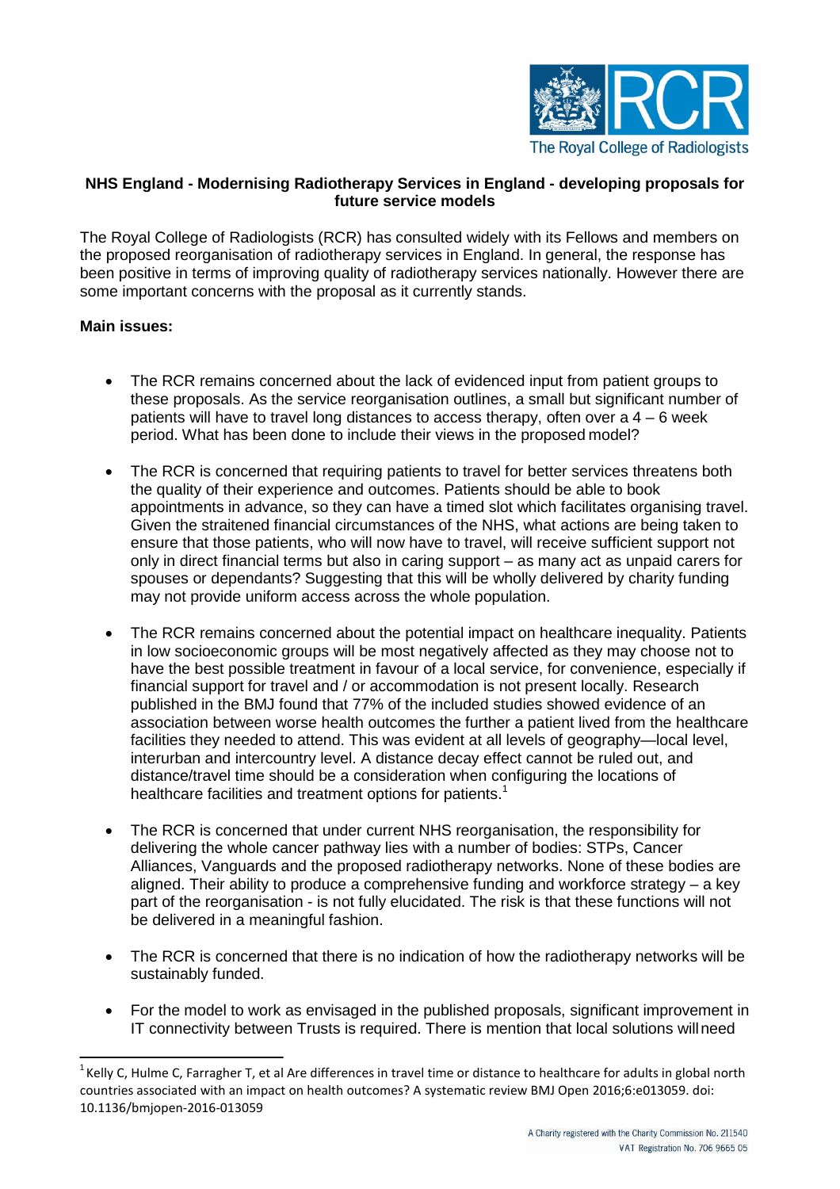**NHS England - Modernising Radiotherapy Services in England - developing proposals for future service models**

The Royal College of Radiologists (RCR) has consulted widely with its Fellows and members on the proposed reorganisation of radiotherapy services in England. In general, the response has been positive in terms of improving quality of radiotherapy services nationally. However there are some important concerns with the proposal as it currently stands.

**Main issues:**

- The RCR remains concerned about the lack of evidenced input from patient groups to these proposals. As the service reorganisation outlines, a small but significant number of patients will have to travel long distances to access therapy, often over a 4 – 6 week period. What has been done to include their views in the proposed model?

- The RCR is concerned that requiring patients to travel for better services threatens both the quality of their experience and outcomes. Patients should be able to book appointments in advance, so they can have a timed slot which facilitates organising travel. Given the straitened financial circumstances of the NHS, what actions are being taken to ensure that those patients, who will now have to travel, will receive sufficient support not only in direct financial terms but also in caring support – as many act as unpaid carers for spouses or dependants? Suggesting that this will be wholly delivered by charity funding may not provide uniform access across the whole population.

- The RCR remains concerned about the potential impact on healthcare inequality. Patients in low socioeconomic groups will be most negatively affected as they may choose not to have the best possible treatment in favour of a local service, for convenience, especially if financial support for travel and / or accommodation is not present locally. Research published in the BMJ found that 77% of the included studies showed evidence of an association between worse health outcomes the further a patient lived from the healthcare facilities they needed to attend. This was evident at all levels of geography—local level, interurban and intercountry level. A distance decay effect cannot be ruled out, and distance/travel time should be a consideration when configuring the locations of healthcare facilities and treatment options for patients.[1]

- The RCR is concerned that under current NHS reorganisation, the responsibility for delivering the whole cancer pathway lies with a number of bodies: STPs, Cancer Alliances, Vanguards and the proposed radiotherapy networks. None of these bodies are aligned. Their ability to produce a comprehensive funding and workforce strategy – a key part of the reorganisation - is not fully elucidated. The risk is that these functions will not be delivered in a meaningful fashion.

- The RCR is concerned that there is no indication of how the radiotherapy networks will be sustainably funded.

- For the model to work as envisaged in the published proposals, significant improvement in IT connectivity between Trusts is required. There is mention that local solutions will need

[1] Kelly C, Hulme C, Farragher T, et al Are differences in travel time or distance to healthcare for adults in global north countries associated with an impact on health outcomes? A systematic review BMJ Open 2016;6:e013059. doi: 10.1136/bmjopen-2016-013059

A Charity registered with the Charity Commission No. 211540
VAT Registration No. 706 9665 05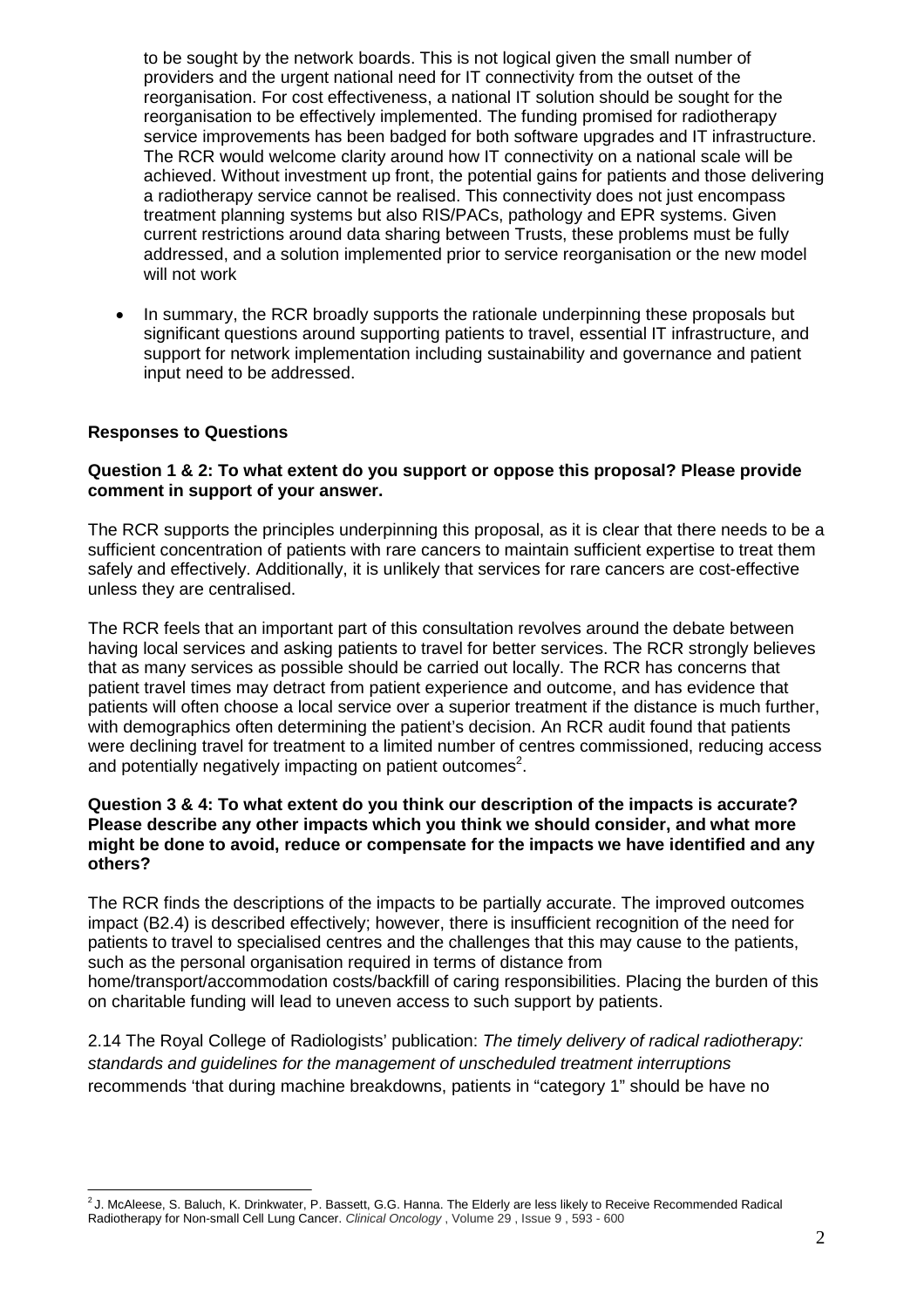to be sought by the network boards. This is not logical given the small number of providers and the urgent national need for IT connectivity from the outset of the reorganisation. For cost effectiveness, a national IT solution should be sought for the reorganisation to be effectively implemented. The funding promised for radiotherapy service improvements has been badged for both software upgrades and IT infrastructure. The RCR would welcome clarity around how IT connectivity on a national scale will be achieved. Without investment up front, the potential gains for patients and those delivering a radiotherapy service cannot be realised. This connectivity does not just encompass treatment planning systems but also RIS/PACs, pathology and EPR systems. Given current restrictions around data sharing between Trusts, these problems must be fully addressed, and a solution implemented prior to service reorganisation or the new model will not work

- In summary, the RCR broadly supports the rationale underpinning these proposals but significant questions around supporting patients to travel, essential IT infrastructure, and support for network implementation including sustainability and governance and patient input need to be addressed.

**Responses to Questions**

**Question 1 & 2: To what extent do you support or oppose this proposal? Please provide comment in support of your answer.**

The RCR supports the principles underpinning this proposal, as it is clear that there needs to be a sufficient concentration of patients with rare cancers to maintain sufficient expertise to treat them safely and effectively. Additionally, it is unlikely that services for rare cancers are cost-effective unless they are centralised.

The RCR feels that an important part of this consultation revolves around the debate between having local services and asking patients to travel for better services. The RCR strongly believes that as many services as possible should be carried out locally. The RCR has concerns that patient travel times may detract from patient experience and outcome, and has evidence that patients will often choose a local service over a superior treatment if the distance is much further, with demographics often determining the patient's decision. An RCR audit found that patients were declining travel for treatment to a limited number of centres commissioned, reducing access and potentially negatively impacting on patient outcomes[2].

**Question 3 & 4: To what extent do you think our description of the impacts is accurate? Please describe any other impacts which you think we should consider, and what more might be done to avoid, reduce or compensate for the impacts we have identified and any others?**

The RCR finds the descriptions of the impacts to be partially accurate. The improved outcomes impact (B2.4) is described effectively; however, there is insufficient recognition of the need for patients to travel to specialised centres and the challenges that this may cause to the patients, such as the personal organisation required in terms of distance from home/transport/accommodation costs/backfill of caring responsibilities. Placing the burden of this on charitable funding will lead to uneven access to such support by patients.

2.14 The Royal College of Radiologists' publication: *The timely delivery of radical radiotherapy: standards and guidelines for the management of unscheduled treatment interruptions* recommends 'that during machine breakdowns, patients in "category 1" should be have no

[2] J. McAleese, S. Baluch, K. Drinkwater, P. Bassett, G.G. Hanna. The Elderly are less likely to Receive Recommended Radical Radiotherapy for Non-small Cell Lung Cancer. *Clinical Oncology*, Volume 29, Issue 9, 593 - 600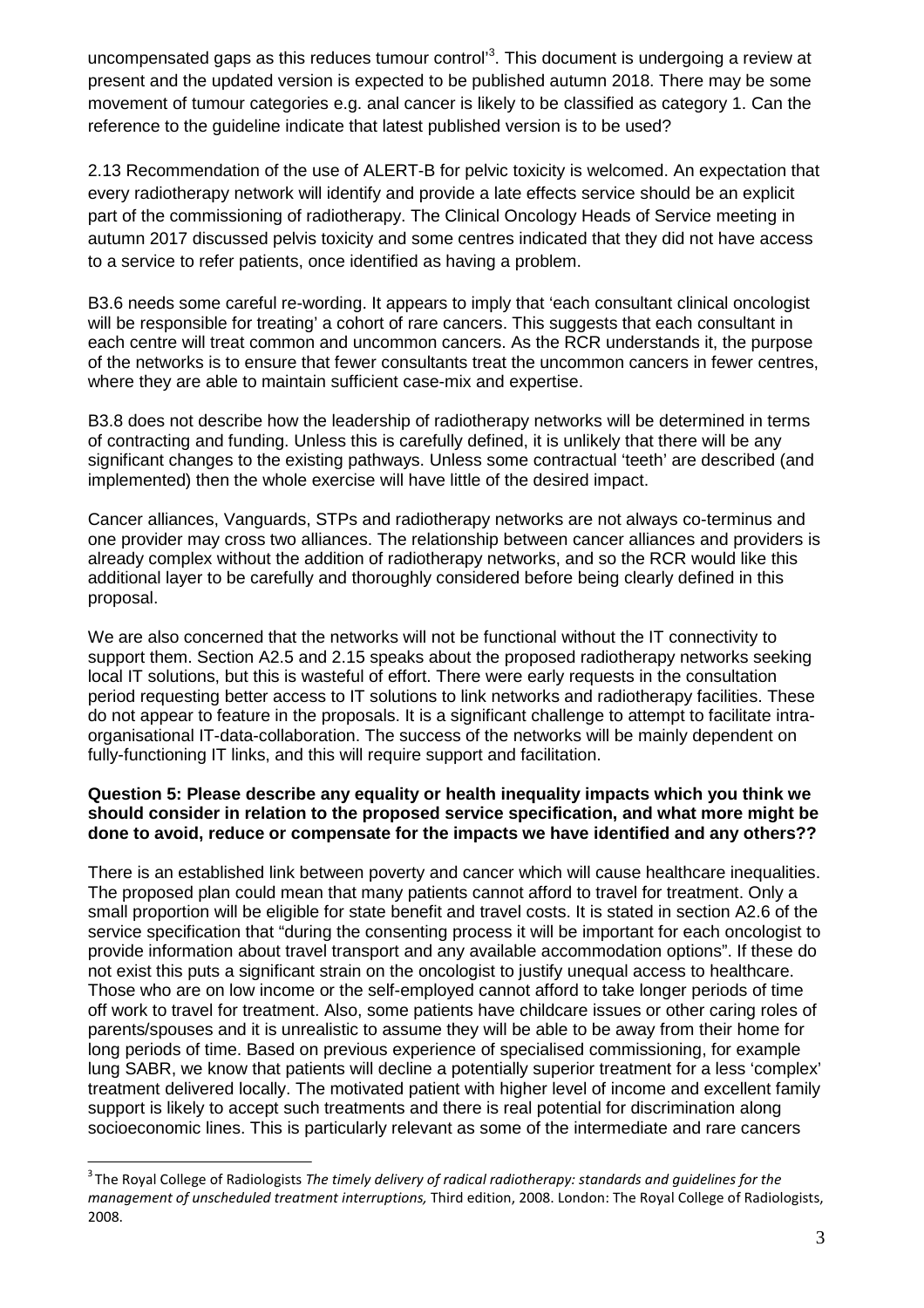uncompensated gaps as this reduces tumour control'[3]. This document is undergoing a review at present and the updated version is expected to be published autumn 2018. There may be some movement of tumour categories e.g. anal cancer is likely to be classified as category 1. Can the reference to the guideline indicate that latest published version is to be used?

2.13 Recommendation of the use of ALERT-B for pelvic toxicity is welcomed. An expectation that every radiotherapy network will identify and provide a late effects service should be an explicit part of the commissioning of radiotherapy. The Clinical Oncology Heads of Service meeting in autumn 2017 discussed pelvis toxicity and some centres indicated that they did not have access to a service to refer patients, once identified as having a problem.

B3.6 needs some careful re-wording. It appears to imply that 'each consultant clinical oncologist will be responsible for treating' a cohort of rare cancers. This suggests that each consultant in each centre will treat common and uncommon cancers. As the RCR understands it, the purpose of the networks is to ensure that fewer consultants treat the uncommon cancers in fewer centres, where they are able to maintain sufficient case-mix and expertise.

B3.8 does not describe how the leadership of radiotherapy networks will be determined in terms of contracting and funding. Unless this is carefully defined, it is unlikely that there will be any significant changes to the existing pathways. Unless some contractual 'teeth' are described (and implemented) then the whole exercise will have little of the desired impact.

Cancer alliances, Vanguards, STPs and radiotherapy networks are not always co-terminus and one provider may cross two alliances. The relationship between cancer alliances and providers is already complex without the addition of radiotherapy networks, and so the RCR would like this additional layer to be carefully and thoroughly considered before being clearly defined in this proposal.

We are also concerned that the networks will not be functional without the IT connectivity to support them. Section A2.5 and 2.15 speaks about the proposed radiotherapy networks seeking local IT solutions, but this is wasteful of effort. There were early requests in the consultation period requesting better access to IT solutions to link networks and radiotherapy facilities. These do not appear to feature in the proposals. It is a significant challenge to attempt to facilitate intra-organisational IT-data-collaboration. The success of the networks will be mainly dependent on fully-functioning IT links, and this will require support and facilitation.

**Question 5: Please describe any equality or health inequality impacts which you think we should consider in relation to the proposed service specification, and what more might be done to avoid, reduce or compensate for the impacts we have identified and any others??**

There is an established link between poverty and cancer which will cause healthcare inequalities. The proposed plan could mean that many patients cannot afford to travel for treatment. Only a small proportion will be eligible for state benefit and travel costs. It is stated in section A2.6 of the service specification that "during the consenting process it will be important for each oncologist to provide information about travel transport and any available accommodation options". If these do not exist this puts a significant strain on the oncologist to justify unequal access to healthcare. Those who are on low income or the self-employed cannot afford to take longer periods of time off work to travel for treatment. Also, some patients have childcare issues or other caring roles of parents/spouses and it is unrealistic to assume they will be able to be away from their home for long periods of time. Based on previous experience of specialised commissioning, for example lung SABR, we know that patients will decline a potentially superior treatment for a less 'complex' treatment delivered locally. The motivated patient with higher level of income and excellent family support is likely to accept such treatments and there is real potential for discrimination along socioeconomic lines. This is particularly relevant as some of the intermediate and rare cancers

[3] The Royal College of Radiologists *The timely delivery of radical radiotherapy: standards and guidelines for the management of unscheduled treatment interruptions,* Third edition, 2008. London: The Royal College of Radiologists, 2008.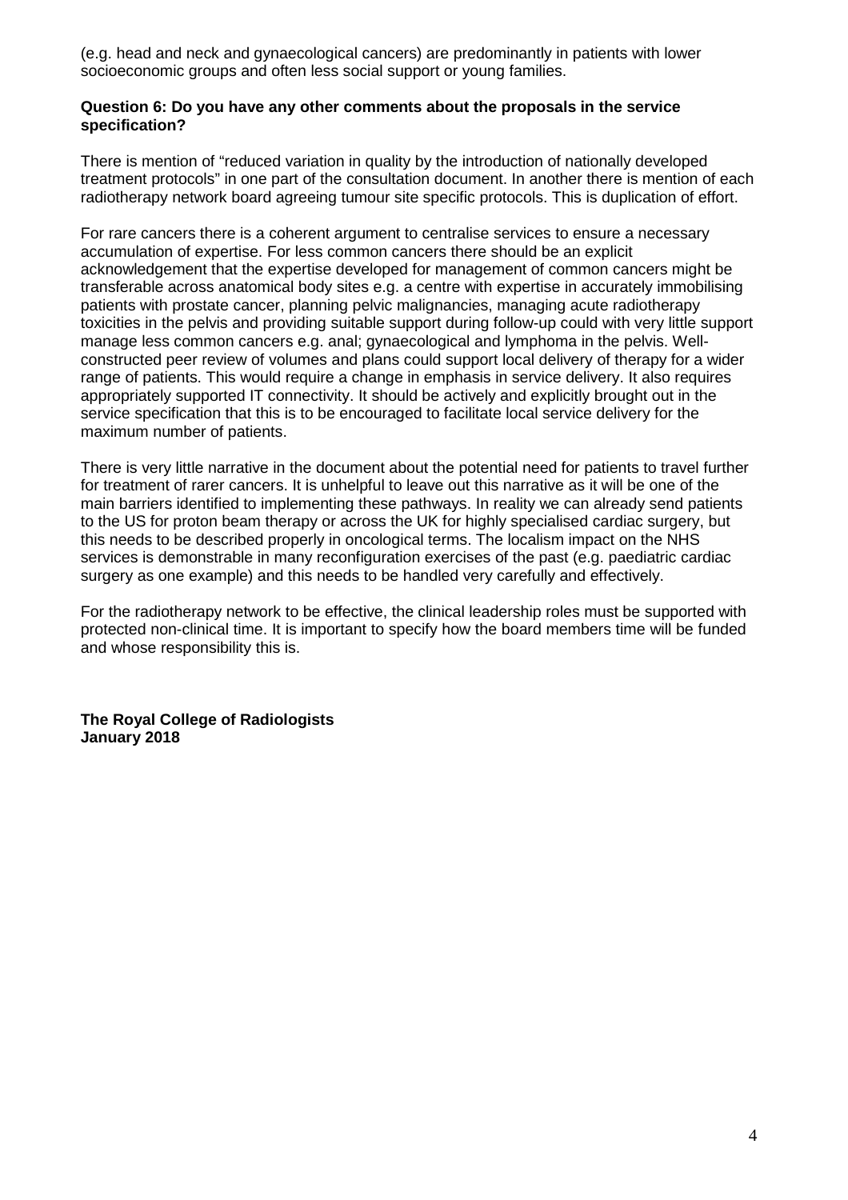(e.g. head and neck and gynaecological cancers) are predominantly in patients with lower socioeconomic groups and often less social support or young families.

**Question 6: Do you have any other comments about the proposals in the service specification?**

There is mention of "reduced variation in quality by the introduction of nationally developed treatment protocols" in one part of the consultation document. In another there is mention of each radiotherapy network board agreeing tumour site specific protocols. This is duplication of effort.

For rare cancers there is a coherent argument to centralise services to ensure a necessary accumulation of expertise. For less common cancers there should be an explicit acknowledgement that the expertise developed for management of common cancers might be transferable across anatomical body sites e.g. a centre with expertise in accurately immobilising patients with prostate cancer, planning pelvic malignancies, managing acute radiotherapy toxicities in the pelvis and providing suitable support during follow-up could with very little support manage less common cancers e.g. anal; gynaecological and lymphoma in the pelvis. Well-constructed peer review of volumes and plans could support local delivery of therapy for a wider range of patients. This would require a change in emphasis in service delivery. It also requires appropriately supported IT connectivity. It should be actively and explicitly brought out in the service specification that this is to be encouraged to facilitate local service delivery for the maximum number of patients.

There is very little narrative in the document about the potential need for patients to travel further for treatment of rarer cancers. It is unhelpful to leave out this narrative as it will be one of the main barriers identified to implementing these pathways. In reality we can already send patients to the US for proton beam therapy or across the UK for highly specialised cardiac surgery, but this needs to be described properly in oncological terms. The localism impact on the NHS services is demonstrable in many reconfiguration exercises of the past (e.g. paediatric cardiac surgery as one example) and this needs to be handled very carefully and effectively.

For the radiotherapy network to be effective, the clinical leadership roles must be supported with protected non-clinical time. It is important to specify how the board members time will be funded and whose responsibility this is.

**The Royal College of Radiologists**
**January 2018**